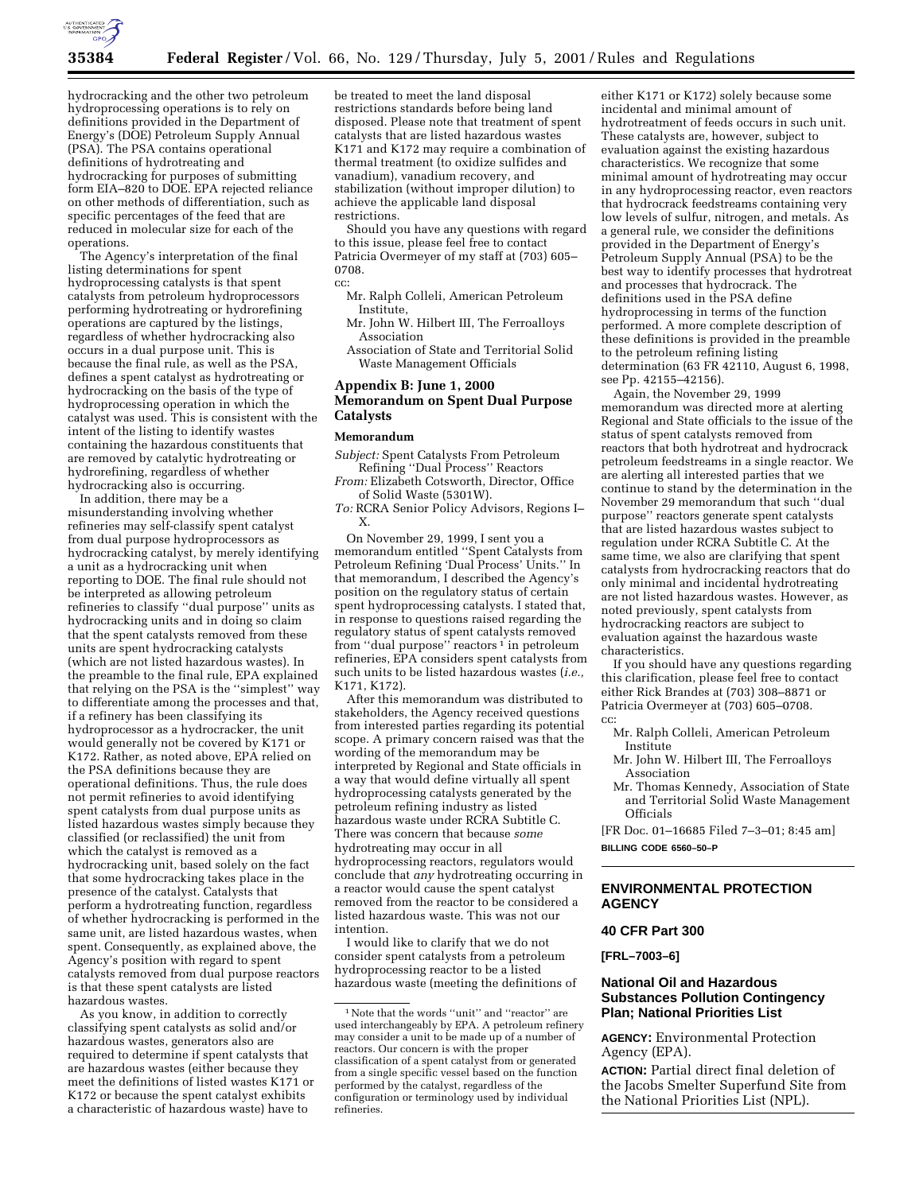hydrocracking and the other two petroleum hydroprocessing operations is to rely on definitions provided in the Department of Energy's (DOE) Petroleum Supply Annual (PSA). The PSA contains operational definitions of hydrotreating and hydrocracking for purposes of submitting form EIA–820 to DOE. EPA rejected reliance on other methods of differentiation, such as specific percentages of the feed that are reduced in molecular size for each of the operations.

The Agency's interpretation of the final listing determinations for spent hydroprocessing catalysts is that spent catalysts from petroleum hydroprocessors performing hydrotreating or hydrorefining operations are captured by the listings, regardless of whether hydrocracking also occurs in a dual purpose unit. This is because the final rule, as well as the PSA, defines a spent catalyst as hydrotreating or hydrocracking on the basis of the type of hydroprocessing operation in which the catalyst was used. This is consistent with the intent of the listing to identify wastes containing the hazardous constituents that are removed by catalytic hydrotreating or hydrorefining, regardless of whether hydrocracking also is occurring.

In addition, there may be a misunderstanding involving whether refineries may self-classify spent catalyst from dual purpose hydroprocessors as hydrocracking catalyst, by merely identifying a unit as a hydrocracking unit when reporting to DOE. The final rule should not be interpreted as allowing petroleum refineries to classify "dual purpose" units as hydrocracking units and in doing so claim that the spent catalysts removed from these units are spent hydrocracking catalysts (which are not listed hazardous wastes). In the preamble to the final rule, EPA explained that relying on the PSA is the "simplest" way to differentiate among the processes and that, if a refinery has been classifying its hydroprocessor as a hydrocracker, the unit would generally not be covered by K171 or K172. Rather, as noted above, EPA relied on the PSA definitions because they are operational definitions. Thus, the rule does not permit refineries to avoid identifying spent catalysts from dual purpose units as listed hazardous wastes simply because they classified (or reclassified) the unit from which the catalyst is removed as a hydrocracking unit, based solely on the fact that some hydrocracking takes place in the presence of the catalyst. Catalysts that perform a hydrotreating function, regardless of whether hydrocracking is performed in the same unit, are listed hazardous wastes, when spent. Consequently, as explained above, the Agency's position with regard to spent catalysts removed from dual purpose reactors is that these spent catalysts are listed hazardous wastes.

As you know, in addition to correctly classifying spent catalysts as solid and/or hazardous wastes, generators also are required to determine if spent catalysts that are hazardous wastes (either because they meet the definitions of listed wastes K171 or K172 or because the spent catalyst exhibits a characteristic of hazardous waste) have to be treated to meet the land disposal restrictions standards before being land disposed. Please note that treatment of spent catalysts that are listed hazardous wastes K171 and K172 may require a combination of thermal treatment (to oxidize sulfides and vanadium), vanadium recovery, and stabilization (without improper dilution) to achieve the applicable land disposal restrictions.

Should you have any questions with regard to this issue, please feel free to contact Patricia Overmeyer of my staff at (703) 605–0708.

cc:

Mr. Ralph Colleli, American Petroleum Institute,

Mr. John W. Hilbert III, The Ferroalloys Association

Association of State and Territorial Solid Waste Management Officials

## Appendix B: June 1, 2000 Memorandum on Spent Dual Purpose Catalysts

### Memorandum

*Subject:* Spent Catalysts From Petroleum Refining "Dual Process" Reactors

*From:* Elizabeth Cotsworth, Director, Office of Solid Waste (5301W).

*To:* RCRA Senior Policy Advisors, Regions I–X.

On November 29, 1999, I sent you a memorandum entitled "Spent Catalysts from Petroleum Refining 'Dual Process' Units." In that memorandum, I described the Agency's position on the regulatory status of certain spent hydroprocessing catalysts. I stated that, in response to questions raised regarding the regulatory status of spent catalysts removed from "dual purpose" reactors [1] in petroleum refineries, EPA considers spent catalysts from such units to be listed hazardous wastes (*i.e.,* K171, K172).

After this memorandum was distributed to stakeholders, the Agency received questions from interested parties regarding its potential scope. A primary concern raised was that the wording of the memorandum may be interpreted by Regional and State officials in a way that would define virtually all spent hydroprocessing catalysts generated by the petroleum refining industry as listed hazardous waste under RCRA Subtitle C. There was concern that because *some* hydrotreating may occur in all hydroprocessing reactors, regulators would conclude that *any* hydrotreating occurring in a reactor would cause the spent catalyst removed from the reactor to be considered a listed hazardous waste. This was not our intention.

I would like to clarify that we do not consider spent catalysts from a petroleum hydroprocessing reactor to be a listed hazardous waste (meeting the definitions of either K171 or K172) solely because some incidental and minimal amount of hydrotreatment of feeds occurs in such unit. These catalysts are, however, subject to evaluation against the existing hazardous characteristics. We recognize that some minimal amount of hydrotreating may occur in any hydroprocessing reactor, even reactors that hydrocrack feedstreams containing very low levels of sulfur, nitrogen, and metals. As a general rule, we consider the definitions provided in the Department of Energy's Petroleum Supply Annual (PSA) to be the best way to identify processes that hydrotreat and processes that hydrocrack. The definitions used in the PSA define hydroprocessing in terms of the function performed. A more complete description of these definitions is provided in the preamble to the petroleum refining listing determination (63 FR 42110, August 6, 1998, see Pp. 42155–42156).

Again, the November 29, 1999 memorandum was directed more at alerting Regional and State officials to the issue of the status of spent catalysts removed from reactors that both hydrotreat and hydrocrack petroleum feedstreams in a single reactor. We are alerting all interested parties that we continue to stand by the determination in the November 29 memorandum that such "dual purpose" reactors generate spent catalysts that are listed hazardous wastes subject to regulation under RCRA Subtitle C. At the same time, we also are clarifying that spent catalysts from hydrocracking reactors that do only minimal and incidental hydrotreating are not listed hazardous wastes. However, as noted previously, spent catalysts from hydrocracking reactors are subject to evaluation against the hazardous waste characteristics.

If you should have any questions regarding this clarification, please feel free to contact either Rick Brandes at (703) 308–8871 or Patricia Overmeyer at (703) 605–0708.

cc:

Mr. Ralph Colleli, American Petroleum Institute

Mr. John W. Hilbert III, The Ferroalloys Association

Mr. Thomas Kennedy, Association of State and Territorial Solid Waste Management Officials

[FR Doc. 01–16685 Filed 7–3–01; 8:45 am]

**BILLING CODE 6560–50–P**

[1] Note that the words "unit" and "reactor" are used interchangeably by EPA. A petroleum refinery may consider a unit to be made up of a number of reactors. Our concern is with the proper classification of a spent catalyst from or generated from a single specific vessel based on the function performed by the catalyst, regardless of the configuration or terminology used by individual refineries.

---

## ENVIRONMENTAL PROTECTION AGENCY

### 40 CFR Part 300

**[FRL–7003–6]**

### National Oil and Hazardous Substances Pollution Contingency Plan; National Priorities List

**AGENCY:** Environmental Protection Agency (EPA).

**ACTION:** Partial direct final deletion of the Jacobs Smelter Superfund Site from the National Priorities List (NPL).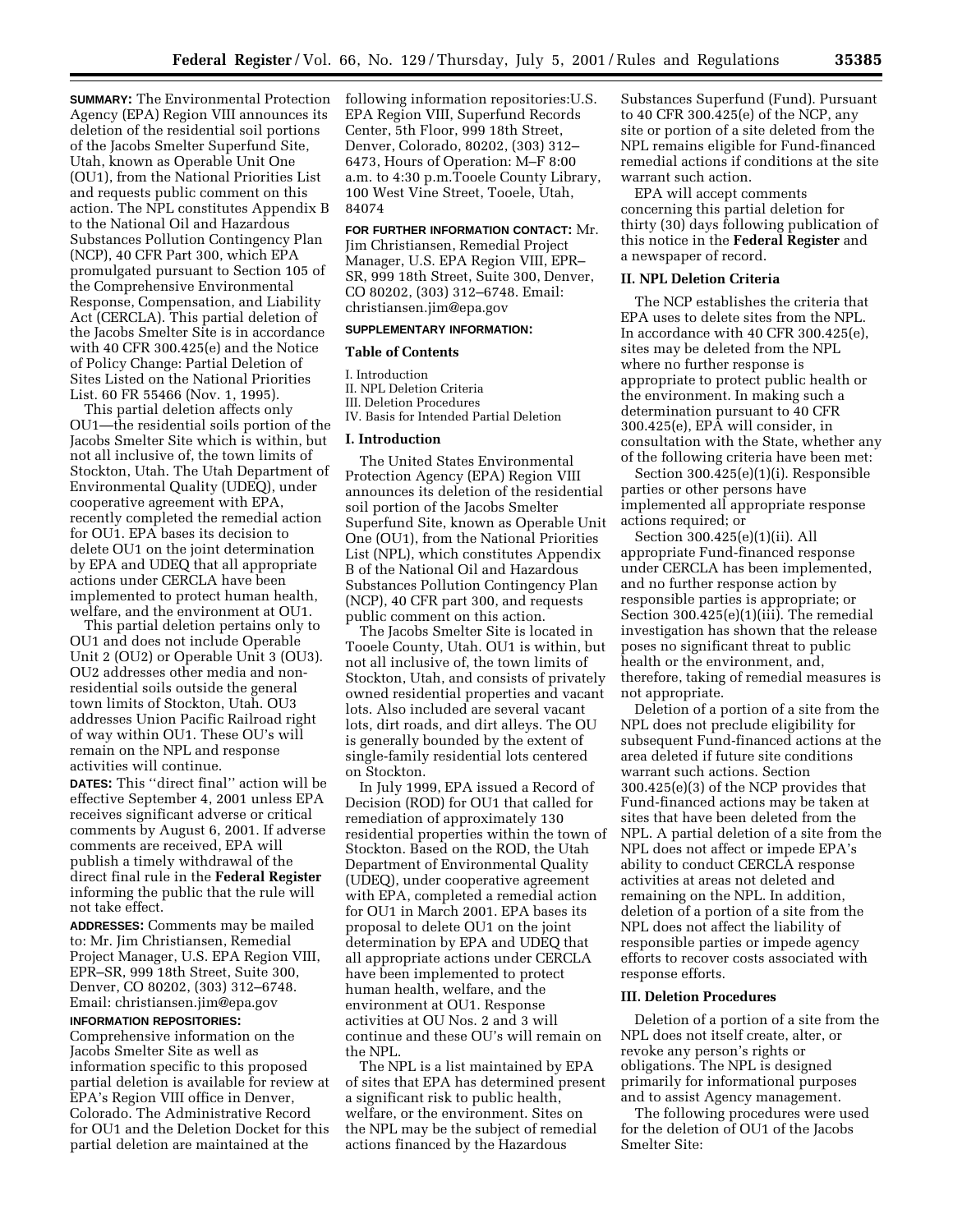**SUMMARY:** The Environmental Protection Agency (EPA) Region VIII announces its deletion of the residential soil portions of the Jacobs Smelter Superfund Site, Utah, known as Operable Unit One (OU1), from the National Priorities List and requests public comment on this action. The NPL constitutes Appendix B to the National Oil and Hazardous Substances Pollution Contingency Plan (NCP), 40 CFR Part 300, which EPA promulgated pursuant to Section 105 of the Comprehensive Environmental Response, Compensation, and Liability Act (CERCLA). This partial deletion of the Jacobs Smelter Site is in accordance with 40 CFR 300.425(e) and the Notice of Policy Change: Partial Deletion of Sites Listed on the National Priorities List. 60 FR 55466 (Nov. 1, 1995).

This partial deletion affects only OU1—the residential soils portion of the Jacobs Smelter Site which is within, but not all inclusive of, the town limits of Stockton, Utah. The Utah Department of Environmental Quality (UDEQ), under cooperative agreement with EPA, recently completed the remedial action for OU1. EPA bases its decision to delete OU1 on the joint determination by EPA and UDEQ that all appropriate actions under CERCLA have been implemented to protect human health, welfare, and the environment at OU1.

This partial deletion pertains only to OU1 and does not include Operable Unit 2 (OU2) or Operable Unit 3 (OU3). OU2 addresses other media and non-residential soils outside the general town limits of Stockton, Utah. OU3 addresses Union Pacific Railroad right of way within OU1. These OU's will remain on the NPL and response activities will continue.

**DATES:** This ''direct final'' action will be effective September 4, 2001 unless EPA receives significant adverse or critical comments by August 6, 2001. If adverse comments are received, EPA will publish a timely withdrawal of the direct final rule in the **Federal Register** informing the public that the rule will not take effect.

**ADDRESSES:** Comments may be mailed to: Mr. Jim Christiansen, Remedial Project Manager, U.S. EPA Region VIII, EPR–SR, 999 18th Street, Suite 300, Denver, CO 80202, (303) 312–6748. Email: christiansen.jim@epa.gov

**INFORMATION REPOSITORIES:** Comprehensive information on the Jacobs Smelter Site as well as information specific to this proposed partial deletion is available for review at EPA's Region VIII office in Denver, Colorado. The Administrative Record for OU1 and the Deletion Docket for this partial deletion are maintained at the following information repositories:U.S. EPA Region VIII, Superfund Records Center, 5th Floor, 999 18th Street, Denver, Colorado, 80202, (303) 312–6473, Hours of Operation: M–F 8:00 a.m. to 4:30 p.m.Tooele County Library, 100 West Vine Street, Tooele, Utah, 84074

**FOR FURTHER INFORMATION CONTACT:** Mr. Jim Christiansen, Remedial Project Manager, U.S. EPA Region VIII, EPR–SR, 999 18th Street, Suite 300, Denver, CO 80202, (303) 312–6748. Email: christiansen.jim@epa.gov

**SUPPLEMENTARY INFORMATION:**

## Table of Contents

I. Introduction
II. NPL Deletion Criteria
III. Deletion Procedures
IV. Basis for Intended Partial Deletion

## I. Introduction

The United States Environmental Protection Agency (EPA) Region VIII announces its deletion of the residential soil portion of the Jacobs Smelter Superfund Site, known as Operable Unit One (OU1), from the National Priorities List (NPL), which constitutes Appendix B of the National Oil and Hazardous Substances Pollution Contingency Plan (NCP), 40 CFR part 300, and requests public comment on this action.

The Jacobs Smelter Site is located in Tooele County, Utah. OU1 is within, but not all inclusive of, the town limits of Stockton, Utah, and consists of privately owned residential properties and vacant lots. Also included are several vacant lots, dirt roads, and dirt alleys. The OU is generally bounded by the extent of single-family residential lots centered on Stockton.

In July 1999, EPA issued a Record of Decision (ROD) for OU1 that called for remediation of approximately 130 residential properties within the town of Stockton. Based on the ROD, the Utah Department of Environmental Quality (UDEQ), under cooperative agreement with EPA, completed a remedial action for OU1 in March 2001. EPA bases its proposal to delete OU1 on the joint determination by EPA and UDEQ that all appropriate actions under CERCLA have been implemented to protect human health, welfare, and the environment at OU1. Response activities at OU Nos. 2 and 3 will continue and these OU's will remain on the NPL.

The NPL is a list maintained by EPA of sites that EPA has determined present a significant risk to public health, welfare, or the environment. Sites on the NPL may be the subject of remedial actions financed by the Hazardous Substances Superfund (Fund). Pursuant to 40 CFR 300.425(e) of the NCP, any site or portion of a site deleted from the NPL remains eligible for Fund-financed remedial actions if conditions at the site warrant such action.

EPA will accept comments concerning this partial deletion for thirty (30) days following publication of this notice in the **Federal Register** and a newspaper of record.

## II. NPL Deletion Criteria

The NCP establishes the criteria that EPA uses to delete sites from the NPL. In accordance with 40 CFR 300.425(e), sites may be deleted from the NPL where no further response is appropriate to protect public health or the environment. In making such a determination pursuant to 40 CFR 300.425(e), EPA will consider, in consultation with the State, whether any of the following criteria have been met:

Section 300.425(e)(1)(i). Responsible parties or other persons have implemented all appropriate response actions required; or

Section 300.425(e)(1)(ii). All appropriate Fund-financed response under CERCLA has been implemented, and no further response action by responsible parties is appropriate; or Section 300.425(e)(1)(iii). The remedial investigation has shown that the release poses no significant threat to public health or the environment, and, therefore, taking of remedial measures is not appropriate.

Deletion of a portion of a site from the NPL does not preclude eligibility for subsequent Fund-financed actions at the area deleted if future site conditions warrant such actions. Section 300.425(e)(3) of the NCP provides that Fund-financed actions may be taken at sites that have been deleted from the NPL. A partial deletion of a site from the NPL does not affect or impede EPA's ability to conduct CERCLA response activities at areas not deleted and remaining on the NPL. In addition, deletion of a portion of a site from the NPL does not affect the liability of responsible parties or impede agency efforts to recover costs associated with response efforts.

## III. Deletion Procedures

Deletion of a portion of a site from the NPL does not itself create, alter, or revoke any person's rights or obligations. The NPL is designed primarily for informational purposes and to assist Agency management.

The following procedures were used for the deletion of OU1 of the Jacobs Smelter Site: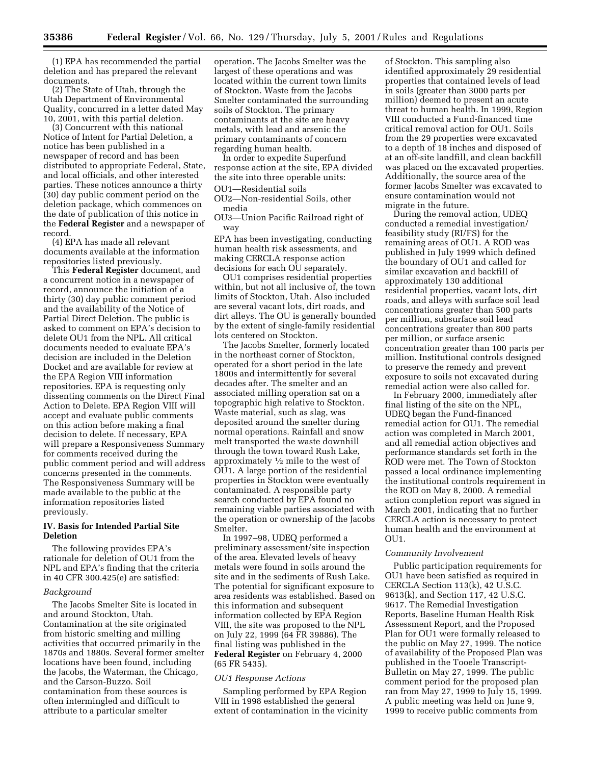(1) EPA has recommended the partial deletion and has prepared the relevant documents.

(2) The State of Utah, through the Utah Department of Environmental Quality, concurred in a letter dated May 10, 2001, with this partial deletion.

(3) Concurrent with this national Notice of Intent for Partial Deletion, a notice has been published in a newspaper of record and has been distributed to appropriate Federal, State, and local officials, and other interested parties. These notices announce a thirty (30) day public comment period on the deletion package, which commences on the date of publication of this notice in the **Federal Register** and a newspaper of record.

(4) EPA has made all relevant documents available at the information repositories listed previously.

This **Federal Register** document, and a concurrent notice in a newspaper of record, announce the initiation of a thirty (30) day public comment period and the availability of the Notice of Partial Direct Deletion. The public is asked to comment on EPA's decision to delete OU1 from the NPL. All critical documents needed to evaluate EPA's decision are included in the Deletion Docket and are available for review at the EPA Region VIII information repositories. EPA is requesting only dissenting comments on the Direct Final Action to Delete. EPA Region VIII will accept and evaluate public comments on this action before making a final decision to delete. If necessary, EPA will prepare a Responsiveness Summary for comments received during the public comment period and will address concerns presented in the comments. The Responsiveness Summary will be made available to the public at the information repositories listed previously.

## IV. Basis for Intended Partial Site Deletion

The following provides EPA's rationale for deletion of OU1 from the NPL and EPA's finding that the criteria in 40 CFR 300.425(e) are satisfied:

### *Background*

The Jacobs Smelter Site is located in and around Stockton, Utah. Contamination at the site originated from historic smelting and milling activities that occurred primarily in the 1870s and 1880s. Several former smelter locations have been found, including the Jacobs, the Waterman, the Chicago, and the Carson-Buzzo. Soil contamination from these sources is often intermingled and difficult to attribute to a particular smelter operation. The Jacobs Smelter was the largest of these operations and was located within the current town limits of Stockton. Waste from the Jacobs Smelter contaminated the surrounding soils of Stockton. The primary contaminants at the site are heavy metals, with lead and arsenic the primary contaminants of concern regarding human health.

In order to expedite Superfund response action at the site, EPA divided the site into three operable units:

OU1—Residential soils
OU2—Non-residential Soils, other media
OU3—Union Pacific Railroad right of way

EPA has been investigating, conducting human health risk assessments, and making CERCLA response action decisions for each OU separately.

OU1 comprises residential properties within, but not all inclusive of, the town limits of Stockton, Utah. Also included are several vacant lots, dirt roads, and dirt alleys. The OU is generally bounded by the extent of single-family residential lots centered on Stockton.

The Jacobs Smelter, formerly located in the northeast corner of Stockton, operated for a short period in the late 1800s and intermittently for several decades after. The smelter and an associated milling operation sat on a topographic high relative to Stockton. Waste material, such as slag, was deposited around the smelter during normal operations. Rainfall and snow melt transported the waste downhill through the town toward Rush Lake, approximately ½ mile to the west of OU1. A large portion of the residential properties in Stockton were eventually contaminated. A responsible party search conducted by EPA found no remaining viable parties associated with the operation or ownership of the Jacobs Smelter.

In 1997–98, UDEQ performed a preliminary assessment/site inspection of the area. Elevated levels of heavy metals were found in soils around the site and in the sediments of Rush Lake. The potential for significant exposure to area residents was established. Based on this information and subsequent information collected by EPA Region VIII, the site was proposed to the NPL on July 22, 1999 (64 FR 39886). The final listing was published in the **Federal Register** on February 4, 2000 (65 FR 5435).

### *OU1 Response Actions*

Sampling performed by EPA Region VIII in 1998 established the general extent of contamination in the vicinity of Stockton. This sampling also identified approximately 29 residential properties that contained levels of lead in soils (greater than 3000 parts per million) deemed to present an acute threat to human health. In 1999, Region VIII conducted a Fund-financed time critical removal action for OU1. Soils from the 29 properties were excavated to a depth of 18 inches and disposed of at an off-site landfill, and clean backfill was placed on the excavated properties. Additionally, the source area of the former Jacobs Smelter was excavated to ensure contamination would not migrate in the future.

During the removal action, UDEQ conducted a remedial investigation/feasibility study (RI/FS) for the remaining areas of OU1. A ROD was published in July 1999 which defined the boundary of OU1 and called for similar excavation and backfill of approximately 130 additional residential properties, vacant lots, dirt roads, and alleys with surface soil lead concentrations greater than 500 parts per million, subsurface soil lead concentrations greater than 800 parts per million, or surface arsenic concentration greater than 100 parts per million. Institutional controls designed to preserve the remedy and prevent exposure to soils not excavated during remedial action were also called for.

In February 2000, immediately after final listing of the site on the NPL, UDEQ began the Fund-financed remedial action for OU1. The remedial action was completed in March 2001, and all remedial action objectives and performance standards set forth in the ROD were met. The Town of Stockton passed a local ordinance implementing the institutional controls requirement in the ROD on May 8, 2000. A remedial action completion report was signed in March 2001, indicating that no further CERCLA action is necessary to protect human health and the environment at OU1.

### *Community Involvement*

Public participation requirements for OU1 have been satisfied as required in CERCLA Section 113(k), 42 U.S.C. 9613(k), and Section 117, 42 U.S.C. 9617. The Remedial Investigation Reports, Baseline Human Health Risk Assessment Report, and the Proposed Plan for OU1 were formally released to the public on May 27, 1999. The notice of availability of the Proposed Plan was published in the Tooele Transcript-Bulletin on May 27, 1999. The public comment period for the proposed plan ran from May 27, 1999 to July 15, 1999. A public meeting was held on June 9, 1999 to receive public comments from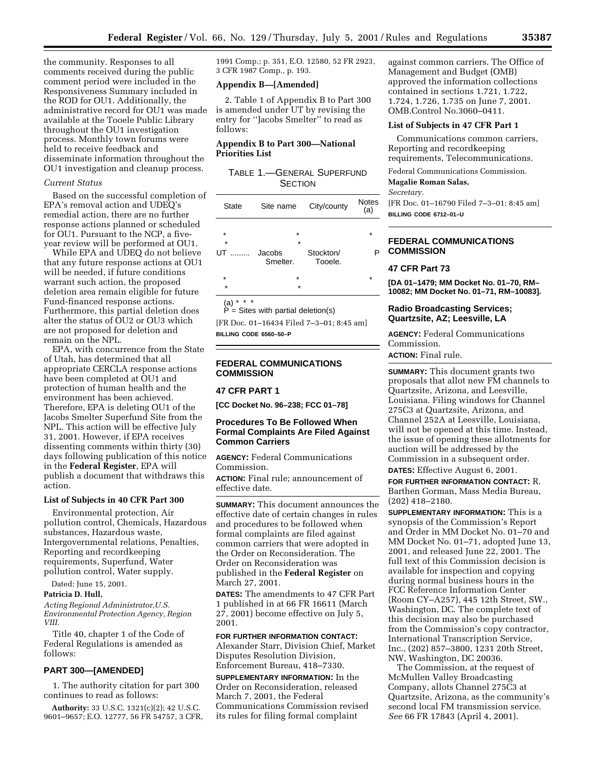the community. Responses to all comments received during the public comment period were included in the Responsiveness Summary included in the ROD for OU1. Additionally, the administrative record for OU1 was made available at the Tooele Public Library throughout the OU1 investigation process. Monthly town forums were held to receive feedback and disseminate information throughout the OU1 investigation and cleanup process.

*Current Status*

Based on the successful completion of EPA's removal action and UDEQ's remedial action, there are no further response actions planned or scheduled for OU1. Pursuant to the NCP, a five-year review will be performed at OU1.

While EPA and UDEQ do not believe that any future response actions at OU1 will be needed, if future conditions warrant such action, the proposed deletion area remain eligible for future Fund-financed response actions. Furthermore, this partial deletion does alter the status of OU2 or OU3 which are not proposed for deletion and remain on the NPL.

EPA, with concurrence from the State of Utah, has determined that all appropriate CERCLA response actions have been completed at OU1 and protection of human health and the environment has been achieved. Therefore, EPA is deleting OU1 of the Jacobs Smelter Superfund Site from the NPL. This action will be effective July 31, 2001. However, if EPA receives dissenting comments within thirty (30) days following publication of this notice in the **Federal Register**, EPA will publish a document that withdraws this action.

**List of Subjects in 40 CFR Part 300**

Environmental protection, Air pollution control, Chemicals, Hazardous substances, Hazardous waste, Intergovernmental relations, Penalties, Reporting and recordkeeping requirements, Superfund, Water pollution control, Water supply.

Dated: June 15, 2001.

**Patricia D. Hull,**

*Acting Regional Administrator, U.S. Environmental Protection Agency, Region VIII.*

Title 40, chapter 1 of the Code of Federal Regulations is amended as follows:

## PART 300—[AMENDED]

1. The authority citation for part 300 continues to read as follows:

**Authority:** 33 U.S.C. 1321(c)(2); 42 U.S.C. 9601–9657; E.O. 12777, 56 FR 54757, 3 CFR, 1991 Comp.; p. 351, E.O. 12580, 52 FR 2923, 3 CFR 1987 Comp., p. 193.

**Appendix B—[Amended]**

2. Table 1 of Appendix B to Part 300 is amended under UT by revising the entry for "Jacobs Smelter" to read as follows:

**Appendix B to Part 300—National Priorities List**

TABLE 1.—GENERAL SUPERFUND SECTION

| State | Site name | City/county | Notes (a) |
|---|---|---|---|
| * | * | | * |
| * | * | | |
| UT ......... | Jacobs Smelter. | Stockton/ Tooele. | P |
| * | * | | * |
| * | * | | |

(a) * * *

P = Sites with partial deletion(s)

[FR Doc. 01–16434 Filed 7–3–01; 8:45 am]

**BILLING CODE 6560–50–P**

## FEDERAL COMMUNICATIONS COMMISSION

### 47 CFR PART 1

**[CC Docket No. 96–238; FCC 01–78]**

### Procedures To Be Followed When Formal Complaints Are Filed Against Common Carriers

**AGENCY:** Federal Communications Commission.

**ACTION:** Final rule; announcement of effective date.

**SUMMARY:** This document announces the effective date of certain changes in rules and procedures to be followed when formal complaints are filed against common carriers that were adopted in the Order on Reconsideration. The Order on Reconsideration was published in the **Federal Register** on March 27, 2001.

**DATES:** The amendments to 47 CFR Part 1 published in at 66 FR 16611 (March 27, 2001) become effective on July 5, 2001.

**FOR FURTHER INFORMATION CONTACT:** Alexander Starr, Division Chief, Market Disputes Resolution Division, Enforcement Bureau, 418–7330.

**SUPPLEMENTARY INFORMATION:** In the Order on Reconsideration, released March 7, 2001, the Federal Communications Commission revised its rules for filing formal complaint against common carriers. The Office of Management and Budget (OMB) approved the information collections contained in sections 1.721, 1.722, 1.724, 1.726, 1.735 on June 7, 2001. OMB.Control No.3060–0411.

**List of Subjects in 47 CFR Part 1**

Communications common carriers, Reporting and recordkeeping requirements, Telecommunications.

Federal Communications Commission.

**Magalie Roman Salas,**

*Secretary.*

[FR Doc. 01–16790 Filed 7–3–01; 8:45 am]

**BILLING CODE 6712–01–U**

## FEDERAL COMMUNICATIONS COMMISSION

### 47 CFR Part 73

**[DA 01–1479; MM Docket No. 01–70, RM–10082; MM Docket No. 01–71, RM–10083].**

### Radio Broadcasting Services; Quartzsite, AZ; Leesville, LA

**AGENCY:** Federal Communications Commission.

**ACTION:** Final rule.

**SUMMARY:** This document grants two proposals that allot new FM channels to Quartzsite, Arizona, and Leesville, Louisiana. Filing windows for Channel 275C3 at Quartzsite, Arizona, and Channel 252A at Leesville, Louisiana, will not be opened at this time. Instead, the issue of opening these allotments for auction will be addressed by the Commission in a subsequent order.

**DATES:** Effective August 6, 2001.

**FOR FURTHER INFORMATION CONTACT:** R. Barthen Gorman, Mass Media Bureau, (202) 418–2180.

**SUPPLEMENTARY INFORMATION:** This is a synopsis of the Commission's Report and Order in MM Docket No. 01–70 and MM Docket No. 01–71, adopted June 13, 2001, and released June 22, 2001. The full text of this Commission decision is available for inspection and copying during normal business hours in the FCC Reference Information Center (Room CY–A257), 445 12th Street, SW., Washington, DC. The complete text of this decision may also be purchased from the Commission's copy contractor, International Transcription Service, Inc., (202) 857–3800, 1231 20th Street, NW, Washington, DC 20036.

The Commission, at the request of McMullen Valley Broadcasting Company, allots Channel 275C3 at Quartzsite, Arizona, as the community's second local FM transmission service. *See* 66 FR 17843 (April 4, 2001).